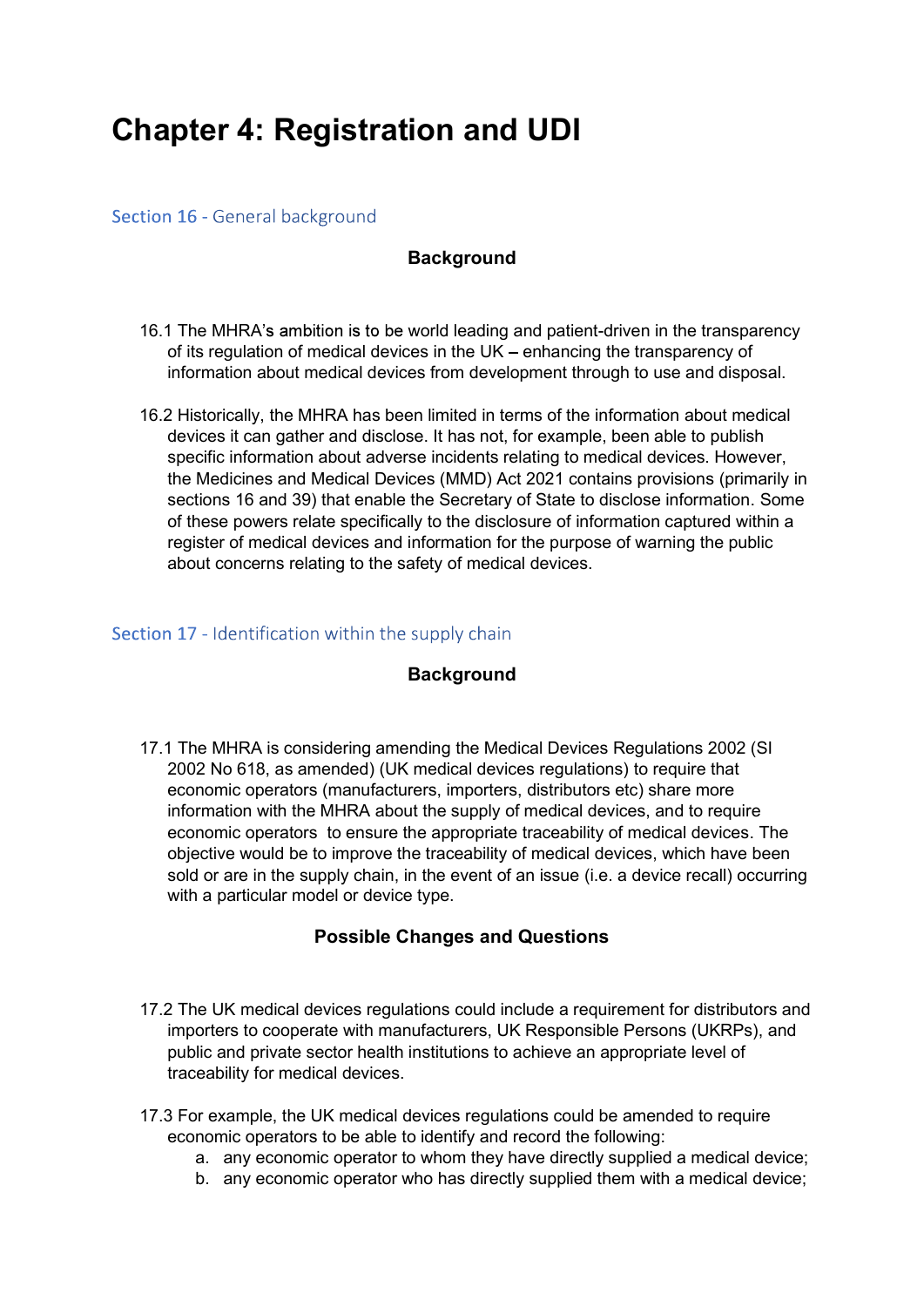# Chapter 4: Registration and UDI

## Section 16 - General background

### Background

16.1 The MHRA's ambition is to be world leading and patient-driven in the transparency of its regulation of medical devices in the UK – enhancing the transparency of information about medical devices from development through to use and disposal.

16.2 Historically, the MHRA has been limited in terms of the information about medical devices it can gather and disclose. It has not, for example, been able to publish specific information about adverse incidents relating to medical devices. However, the Medicines and Medical Devices (MMD) Act 2021 contains provisions (primarily in sections 16 and 39) that enable the Secretary of State to disclose information. Some of these powers relate specifically to the disclosure of information captured within a register of medical devices and information for the purpose of warning the public about concerns relating to the safety of medical devices.

## Section 17 - Identification within the supply chain

### Background

17.1 The MHRA is considering amending the Medical Devices Regulations 2002 (SI 2002 No 618, as amended) (UK medical devices regulations) to require that economic operators (manufacturers, importers, distributors etc) share more information with the MHRA about the supply of medical devices, and to require economic operators to ensure the appropriate traceability of medical devices. The objective would be to improve the traceability of medical devices, which have been sold or are in the supply chain, in the event of an issue (i.e. a device recall) occurring with a particular model or device type.

### Possible Changes and Questions

17.2 The UK medical devices regulations could include a requirement for distributors and importers to cooperate with manufacturers, UK Responsible Persons (UKRPs), and public and private sector health institutions to achieve an appropriate level of traceability for medical devices.

17.3 For example, the UK medical devices regulations could be amended to require economic operators to be able to identify and record the following:

a. any economic operator to whom they have directly supplied a medical device;
b. any economic operator who has directly supplied them with a medical device;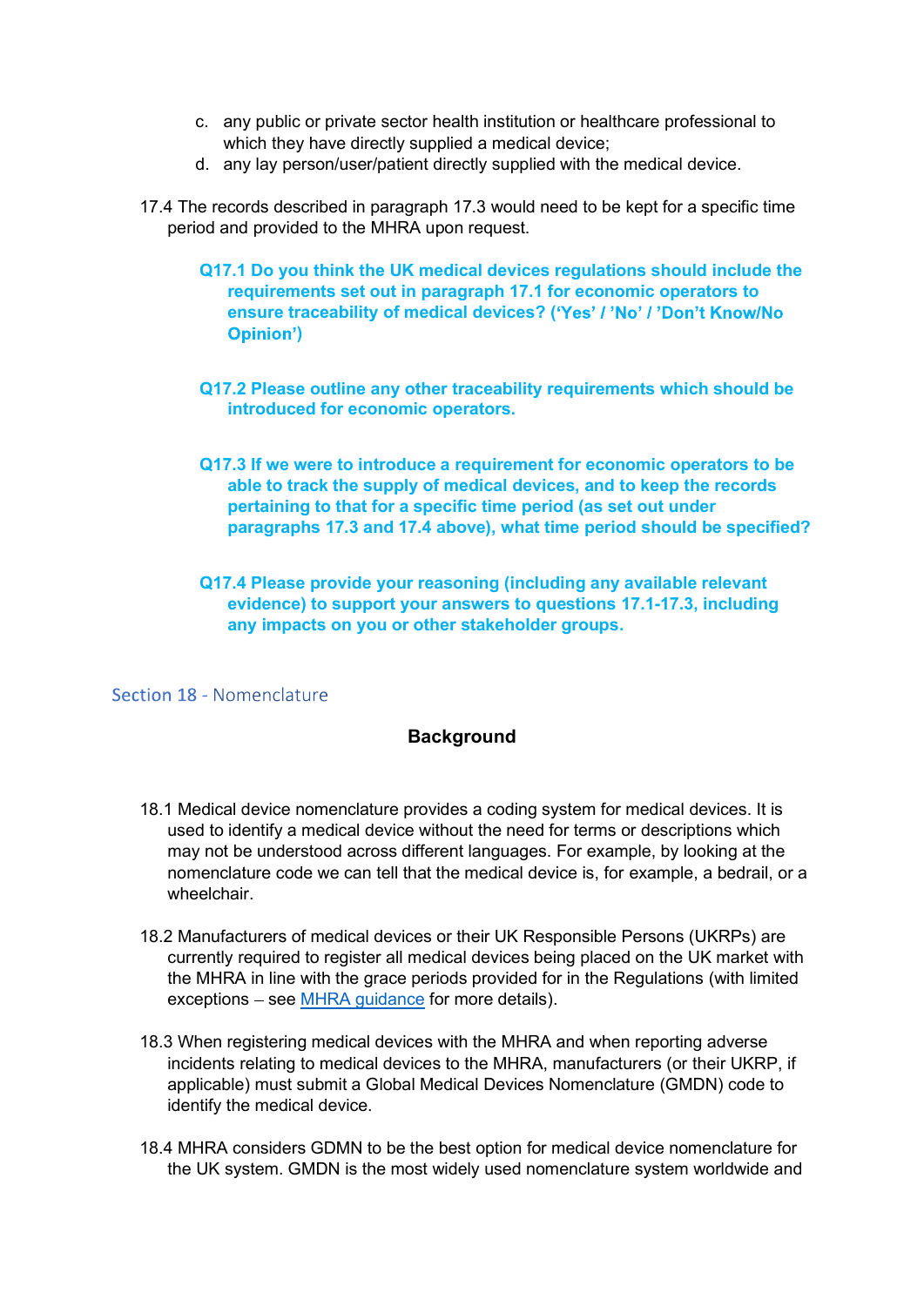c. any public or private sector health institution or healthcare professional to which they have directly supplied a medical device;
d. any lay person/user/patient directly supplied with the medical device.

17.4 The records described in paragraph 17.3 would need to be kept for a specific time period and provided to the MHRA upon request.

**Q17.1 Do you think the UK medical devices regulations should include the requirements set out in paragraph 17.1 for economic operators to ensure traceability of medical devices? ('Yes' / 'No' / 'Don't Know/No Opinion')**

**Q17.2 Please outline any other traceability requirements which should be introduced for economic operators.**

**Q17.3 If we were to introduce a requirement for economic operators to be able to track the supply of medical devices, and to keep the records pertaining to that for a specific time period (as set out under paragraphs 17.3 and 17.4 above), what time period should be specified?**

**Q17.4 Please provide your reasoning (including any available relevant evidence) to support your answers to questions 17.1-17.3, including any impacts on you or other stakeholder groups.**

## Section 18 - Nomenclature

### Background

18.1 Medical device nomenclature provides a coding system for medical devices. It is used to identify a medical device without the need for terms or descriptions which may not be understood across different languages. For example, by looking at the nomenclature code we can tell that the medical device is, for example, a bedrail, or a wheelchair.

18.2 Manufacturers of medical devices or their UK Responsible Persons (UKRPs) are currently required to register all medical devices being placed on the UK market with the MHRA in line with the grace periods provided for in the Regulations (with limited exceptions – see MHRA guidance for more details).

18.3 When registering medical devices with the MHRA and when reporting adverse incidents relating to medical devices to the MHRA, manufacturers (or their UKRP, if applicable) must submit a Global Medical Devices Nomenclature (GMDN) code to identify the medical device.

18.4 MHRA considers GDMN to be the best option for medical device nomenclature for the UK system. GMDN is the most widely used nomenclature system worldwide and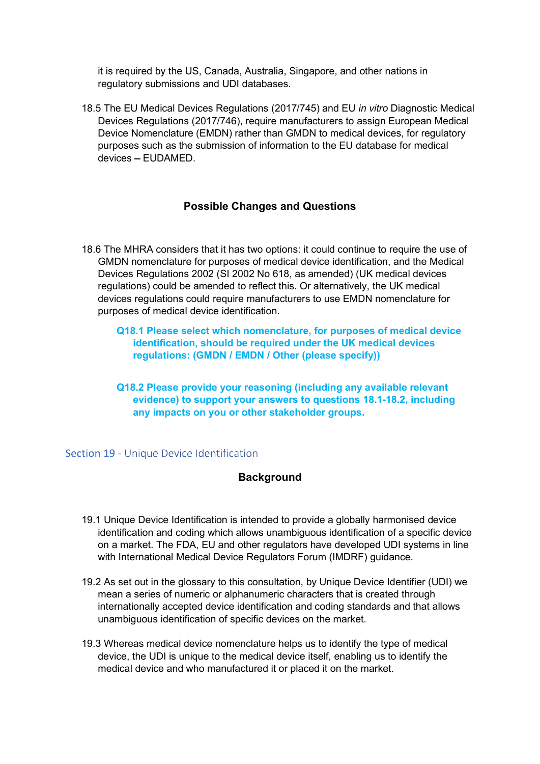it is required by the US, Canada, Australia, Singapore, and other nations in regulatory submissions and UDI databases.

18.5 The EU Medical Devices Regulations (2017/745) and EU *in vitro* Diagnostic Medical Devices Regulations (2017/746), require manufacturers to assign European Medical Device Nomenclature (EMDN) rather than GMDN to medical devices, for regulatory purposes such as the submission of information to the EU database for medical devices – EUDAMED.

### Possible Changes and Questions

18.6 The MHRA considers that it has two options: it could continue to require the use of GMDN nomenclature for purposes of medical device identification, and the Medical Devices Regulations 2002 (SI 2002 No 618, as amended) (UK medical devices regulations) could be amended to reflect this. Or alternatively, the UK medical devices regulations could require manufacturers to use EMDN nomenclature for purposes of medical device identification.

**Q18.1 Please select which nomenclature, for purposes of medical device identification, should be required under the UK medical devices regulations: (GMDN / EMDN / Other (please specify))**

**Q18.2 Please provide your reasoning (including any available relevant evidence) to support your answers to questions 18.1-18.2, including any impacts on you or other stakeholder groups.**

## Section 19 - Unique Device Identification

### Background

19.1 Unique Device Identification is intended to provide a globally harmonised device identification and coding which allows unambiguous identification of a specific device on a market. The FDA, EU and other regulators have developed UDI systems in line with International Medical Device Regulators Forum (IMDRF) guidance.

19.2 As set out in the glossary to this consultation, by Unique Device Identifier (UDI) we mean a series of numeric or alphanumeric characters that is created through internationally accepted device identification and coding standards and that allows unambiguous identification of specific devices on the market.

19.3 Whereas medical device nomenclature helps us to identify the type of medical device, the UDI is unique to the medical device itself, enabling us to identify the medical device and who manufactured it or placed it on the market.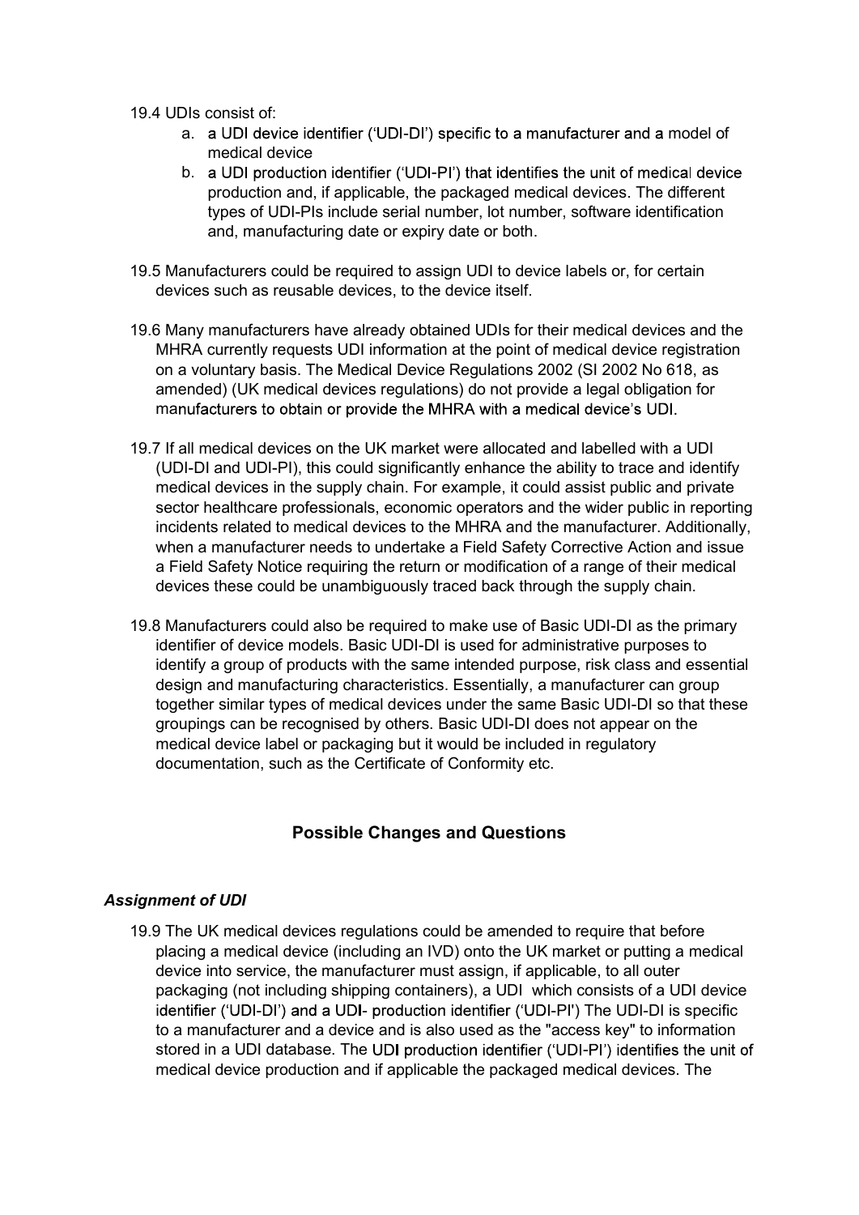19.4 UDIs consist of:

a. a UDI device identifier ('UDI-DI') specific to a manufacturer and a model of medical device
b. a UDI production identifier ('UDI-PI') that identifies the unit of medical device production and, if applicable, the packaged medical devices. The different types of UDI-PIs include serial number, lot number, software identification and, manufacturing date or expiry date or both.

19.5 Manufacturers could be required to assign UDI to device labels or, for certain devices such as reusable devices, to the device itself.

19.6 Many manufacturers have already obtained UDIs for their medical devices and the MHRA currently requests UDI information at the point of medical device registration on a voluntary basis. The Medical Device Regulations 2002 (SI 2002 No 618, as amended) (UK medical devices regulations) do not provide a legal obligation for manufacturers to obtain or provide the MHRA with a medical device's UDI.

19.7 If all medical devices on the UK market were allocated and labelled with a UDI (UDI-DI and UDI-PI), this could significantly enhance the ability to trace and identify medical devices in the supply chain. For example, it could assist public and private sector healthcare professionals, economic operators and the wider public in reporting incidents related to medical devices to the MHRA and the manufacturer. Additionally, when a manufacturer needs to undertake a Field Safety Corrective Action and issue a Field Safety Notice requiring the return or modification of a range of their medical devices these could be unambiguously traced back through the supply chain.

19.8 Manufacturers could also be required to make use of Basic UDI-DI as the primary identifier of device models. Basic UDI-DI is used for administrative purposes to identify a group of products with the same intended purpose, risk class and essential design and manufacturing characteristics. Essentially, a manufacturer can group together similar types of medical devices under the same Basic UDI-DI so that these groupings can be recognised by others. Basic UDI-DI does not appear on the medical device label or packaging but it would be included in regulatory documentation, such as the Certificate of Conformity etc.

## Possible Changes and Questions

### *Assignment of UDI*

19.9 The UK medical devices regulations could be amended to require that before placing a medical device (including an IVD) onto the UK market or putting a medical device into service, the manufacturer must assign, if applicable, to all outer packaging (not including shipping containers), a UDI which consists of a UDI device identifier ('UDI-DI') and a UDI- production identifier ('UDI-PI') The UDI-DI is specific to a manufacturer and a device and is also used as the "access key" to information stored in a UDI database. The UDI production identifier ('UDI-PI') identifies the unit of medical device production and if applicable the packaged medical devices. The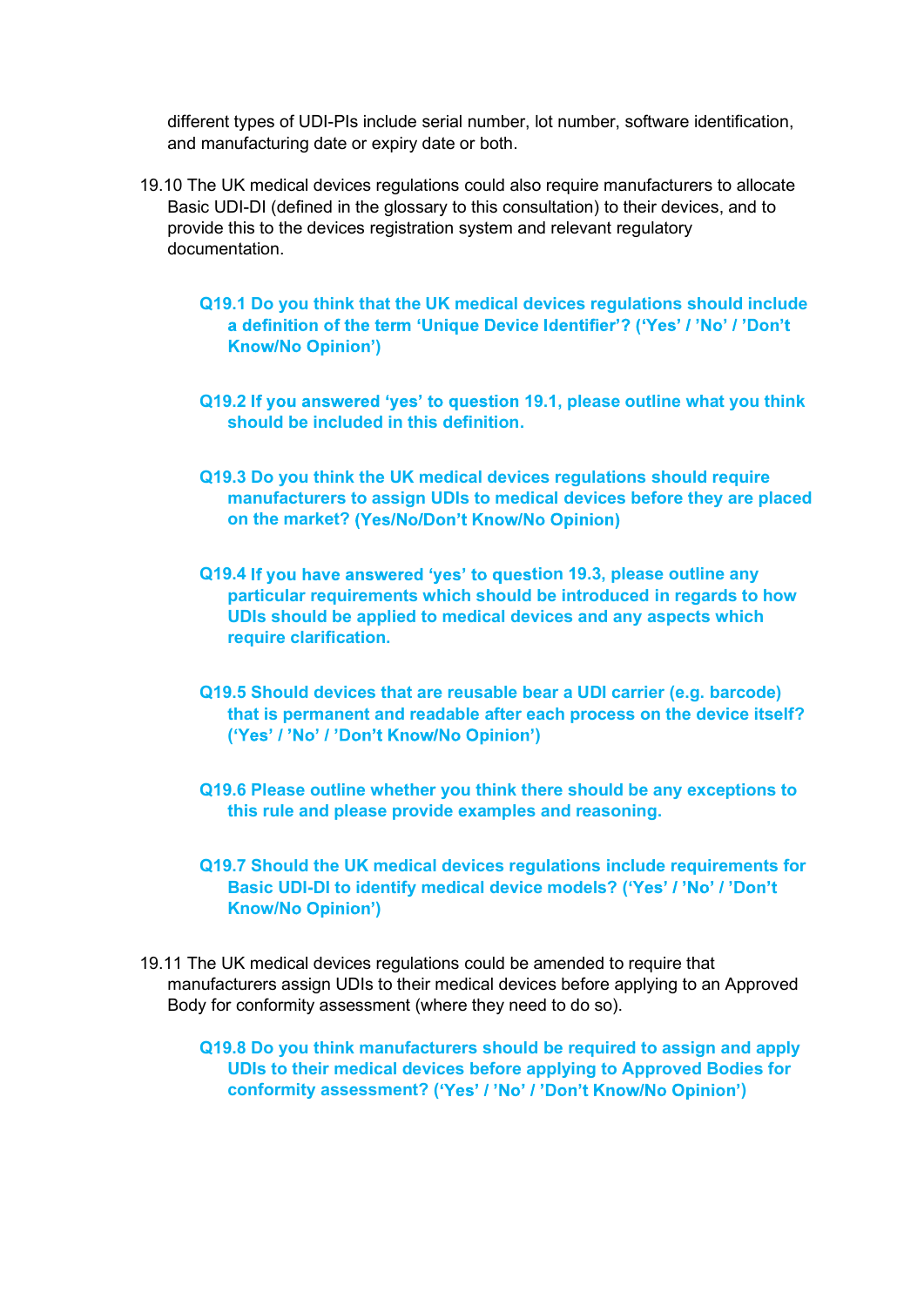different types of UDI-PIs include serial number, lot number, software identification, and manufacturing date or expiry date or both.

19.10 The UK medical devices regulations could also require manufacturers to allocate Basic UDI-DI (defined in the glossary to this consultation) to their devices, and to provide this to the devices registration system and relevant regulatory documentation.

**Q19.1 Do you think that the UK medical devices regulations should include a definition of the term 'Unique Device Identifier'? ('Yes' / 'No' / 'Don't Know/No Opinion')**

**Q19.2 If you answered 'yes' to question 19.1, please outline what you think should be included in this definition.**

**Q19.3 Do you think the UK medical devices regulations should require manufacturers to assign UDIs to medical devices before they are placed on the market? (Yes/No/Don't Know/No Opinion)**

**Q19.4 If you have answered 'yes' to question 19.3, please outline any particular requirements which should be introduced in regards to how UDIs should be applied to medical devices and any aspects which require clarification.**

**Q19.5 Should devices that are reusable bear a UDI carrier (e.g. barcode) that is permanent and readable after each process on the device itself? ('Yes' / 'No' / 'Don't Know/No Opinion')**

**Q19.6 Please outline whether you think there should be any exceptions to this rule and please provide examples and reasoning.**

**Q19.7 Should the UK medical devices regulations include requirements for Basic UDI-DI to identify medical device models? ('Yes' / 'No' / 'Don't Know/No Opinion')**

19.11 The UK medical devices regulations could be amended to require that manufacturers assign UDIs to their medical devices before applying to an Approved Body for conformity assessment (where they need to do so).

**Q19.8 Do you think manufacturers should be required to assign and apply UDIs to their medical devices before applying to Approved Bodies for conformity assessment? ('Yes' / 'No' / 'Don't Know/No Opinion')**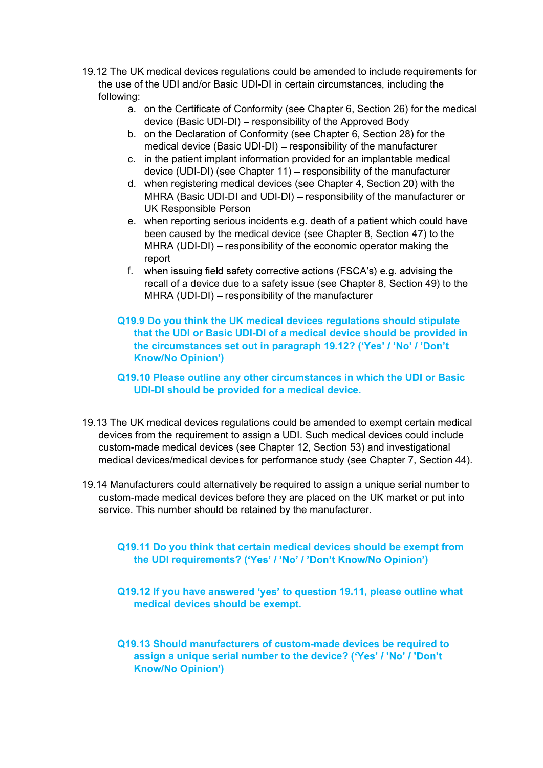19.12 The UK medical devices regulations could be amended to include requirements for the use of the UDI and/or Basic UDI-DI in certain circumstances, including the following:

a. on the Certificate of Conformity (see Chapter 6, Section 26) for the medical device (Basic UDI-DI) – responsibility of the Approved Body
b. on the Declaration of Conformity (see Chapter 6, Section 28) for the medical device (Basic UDI-DI) – responsibility of the manufacturer
c. in the patient implant information provided for an implantable medical device (UDI-DI) (see Chapter 11) – responsibility of the manufacturer
d. when registering medical devices (see Chapter 4, Section 20) with the MHRA (Basic UDI-DI and UDI-DI) – responsibility of the manufacturer or UK Responsible Person
e. when reporting serious incidents e.g. death of a patient which could have been caused by the medical device (see Chapter 8, Section 47) to the MHRA (UDI-DI) – responsibility of the economic operator making the report
f. when issuing field safety corrective actions (FSCA's) e.g. advising the recall of a device due to a safety issue (see Chapter 8, Section 49) to the MHRA (UDI-DI) – responsibility of the manufacturer

**Q19.9 Do you think the UK medical devices regulations should stipulate that the UDI or Basic UDI-DI of a medical device should be provided in the circumstances set out in paragraph 19.12? ('Yes' / 'No' / 'Don't Know/No Opinion')**

**Q19.10 Please outline any other circumstances in which the UDI or Basic UDI-DI should be provided for a medical device.**

19.13 The UK medical devices regulations could be amended to exempt certain medical devices from the requirement to assign a UDI. Such medical devices could include custom-made medical devices (see Chapter 12, Section 53) and investigational medical devices/medical devices for performance study (see Chapter 7, Section 44).

19.14 Manufacturers could alternatively be required to assign a unique serial number to custom-made medical devices before they are placed on the UK market or put into service. This number should be retained by the manufacturer.

**Q19.11 Do you think that certain medical devices should be exempt from the UDI requirements? ('Yes' / 'No' / 'Don't Know/No Opinion')**

**Q19.12 If you have answered 'yes' to question 19.11, please outline what medical devices should be exempt.**

**Q19.13 Should manufacturers of custom-made devices be required to assign a unique serial number to the device? ('Yes' / 'No' / 'Don't Know/No Opinion')**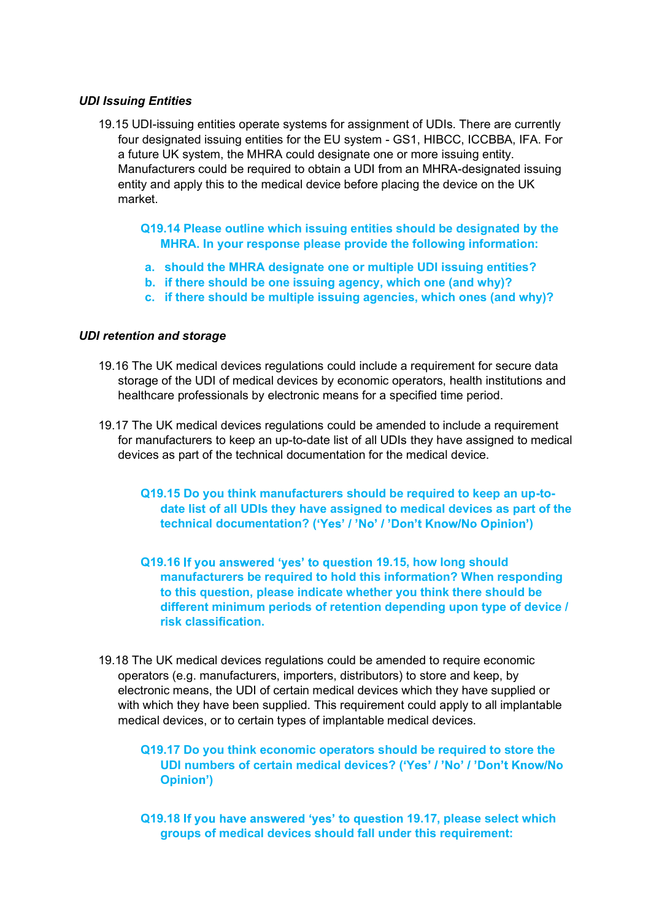*UDI Issuing Entities*

19.15 UDI-issuing entities operate systems for assignment of UDIs. There are currently four designated issuing entities for the EU system - GS1, HIBCC, ICCBBA, IFA. For a future UK system, the MHRA could designate one or more issuing entity. Manufacturers could be required to obtain a UDI from an MHRA-designated issuing entity and apply this to the medical device before placing the device on the UK market.

**Q19.14 Please outline which issuing entities should be designated by the MHRA. In your response please provide the following information:**

a. **should the MHRA designate one or multiple UDI issuing entities?**
b. **if there should be one issuing agency, which one (and why)?**
c. **if there should be multiple issuing agencies, which ones (and why)?**

*UDI retention and storage*

19.16 The UK medical devices regulations could include a requirement for secure data storage of the UDI of medical devices by economic operators, health institutions and healthcare professionals by electronic means for a specified time period.

19.17 The UK medical devices regulations could be amended to include a requirement for manufacturers to keep an up-to-date list of all UDIs they have assigned to medical devices as part of the technical documentation for the medical device.

**Q19.15 Do you think manufacturers should be required to keep an up-to-date list of all UDIs they have assigned to medical devices as part of the technical documentation? ('Yes' / 'No' / 'Don't Know/No Opinion')**

**Q19.16 If you answered 'yes' to question 19.15, how long should manufacturers be required to hold this information? When responding to this question, please indicate whether you think there should be different minimum periods of retention depending upon type of device / risk classification.**

19.18 The UK medical devices regulations could be amended to require economic operators (e.g. manufacturers, importers, distributors) to store and keep, by electronic means, the UDI of certain medical devices which they have supplied or with which they have been supplied. This requirement could apply to all implantable medical devices, or to certain types of implantable medical devices.

**Q19.17 Do you think economic operators should be required to store the UDI numbers of certain medical devices? ('Yes' / 'No' / 'Don't Know/No Opinion')**

**Q19.18 If you have answered 'yes' to question 19.17, please select which groups of medical devices should fall under this requirement:**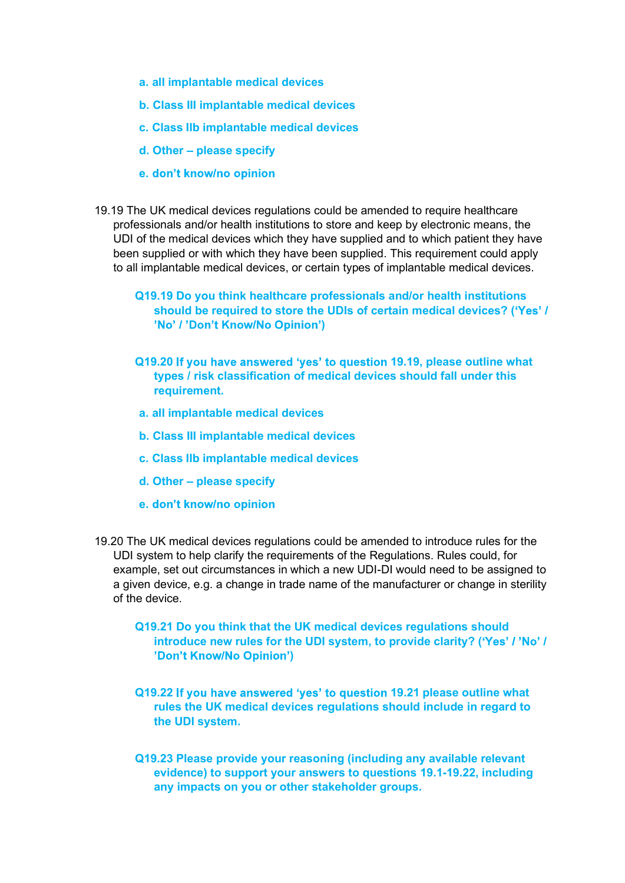**a. all implantable medical devices**

**b. Class III implantable medical devices**

**c. Class IIb implantable medical devices**

**d. Other – please specify**

**e. don't know/no opinion**

19.19 The UK medical devices regulations could be amended to require healthcare professionals and/or health institutions to store and keep by electronic means, the UDI of the medical devices which they have supplied and to which patient they have been supplied or with which they have been supplied. This requirement could apply to all implantable medical devices, or certain types of implantable medical devices.

**Q19.19 Do you think healthcare professionals and/or health institutions should be required to store the UDIs of certain medical devices? ('Yes' / 'No' / 'Don't Know/No Opinion')**

**Q19.20 If you have answered 'yes' to question 19.19, please outline what types / risk classification of medical devices should fall under this requirement.**

**a. all implantable medical devices**

**b. Class III implantable medical devices**

**c. Class IIb implantable medical devices**

**d. Other – please specify**

**e. don't know/no opinion**

19.20 The UK medical devices regulations could be amended to introduce rules for the UDI system to help clarify the requirements of the Regulations. Rules could, for example, set out circumstances in which a new UDI-DI would need to be assigned to a given device, e.g. a change in trade name of the manufacturer or change in sterility of the device.

**Q19.21 Do you think that the UK medical devices regulations should introduce new rules for the UDI system, to provide clarity? ('Yes' / 'No' / 'Don't Know/No Opinion')**

**Q19.22 If you have answered 'yes' to question 19.21 please outline what rules the UK medical devices regulations should include in regard to the UDI system.**

**Q19.23 Please provide your reasoning (including any available relevant evidence) to support your answers to questions 19.1-19.22, including any impacts on you or other stakeholder groups.**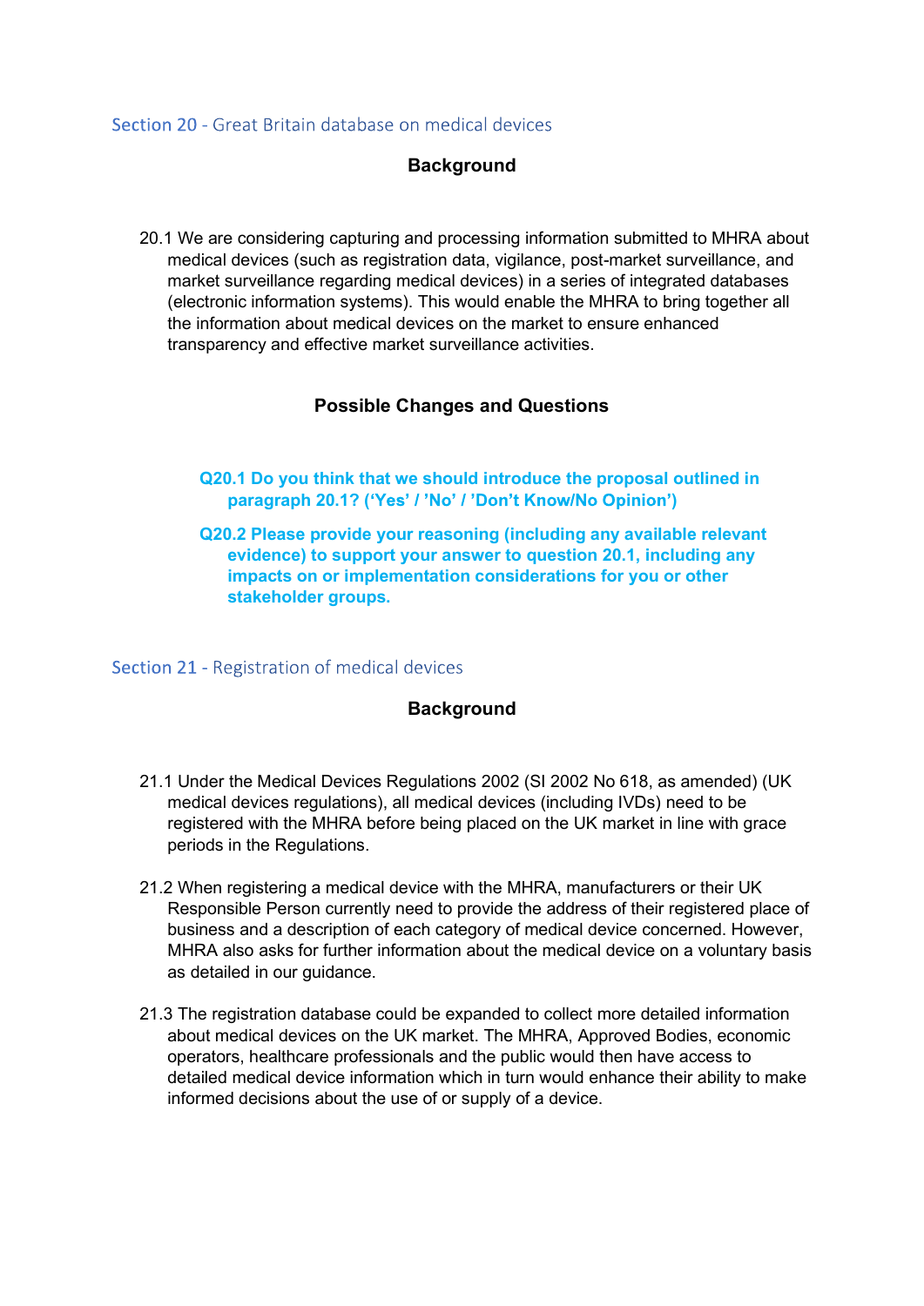## Section 20 - Great Britain database on medical devices

### Background

20.1 We are considering capturing and processing information submitted to MHRA about medical devices (such as registration data, vigilance, post-market surveillance, and market surveillance regarding medical devices) in a series of integrated databases (electronic information systems). This would enable the MHRA to bring together all the information about medical devices on the market to ensure enhanced transparency and effective market surveillance activities.

### Possible Changes and Questions

**Q20.1 Do you think that we should introduce the proposal outlined in paragraph 20.1? ('Yes' / 'No' / 'Don't Know/No Opinion')**

**Q20.2 Please provide your reasoning (including any available relevant evidence) to support your answer to question 20.1, including any impacts on or implementation considerations for you or other stakeholder groups.**

## Section 21 - Registration of medical devices

### Background

21.1 Under the Medical Devices Regulations 2002 (SI 2002 No 618, as amended) (UK medical devices regulations), all medical devices (including IVDs) need to be registered with the MHRA before being placed on the UK market in line with grace periods in the Regulations.

21.2 When registering a medical device with the MHRA, manufacturers or their UK Responsible Person currently need to provide the address of their registered place of business and a description of each category of medical device concerned. However, MHRA also asks for further information about the medical device on a voluntary basis as detailed in our guidance.

21.3 The registration database could be expanded to collect more detailed information about medical devices on the UK market. The MHRA, Approved Bodies, economic operators, healthcare professionals and the public would then have access to detailed medical device information which in turn would enhance their ability to make informed decisions about the use of or supply of a device.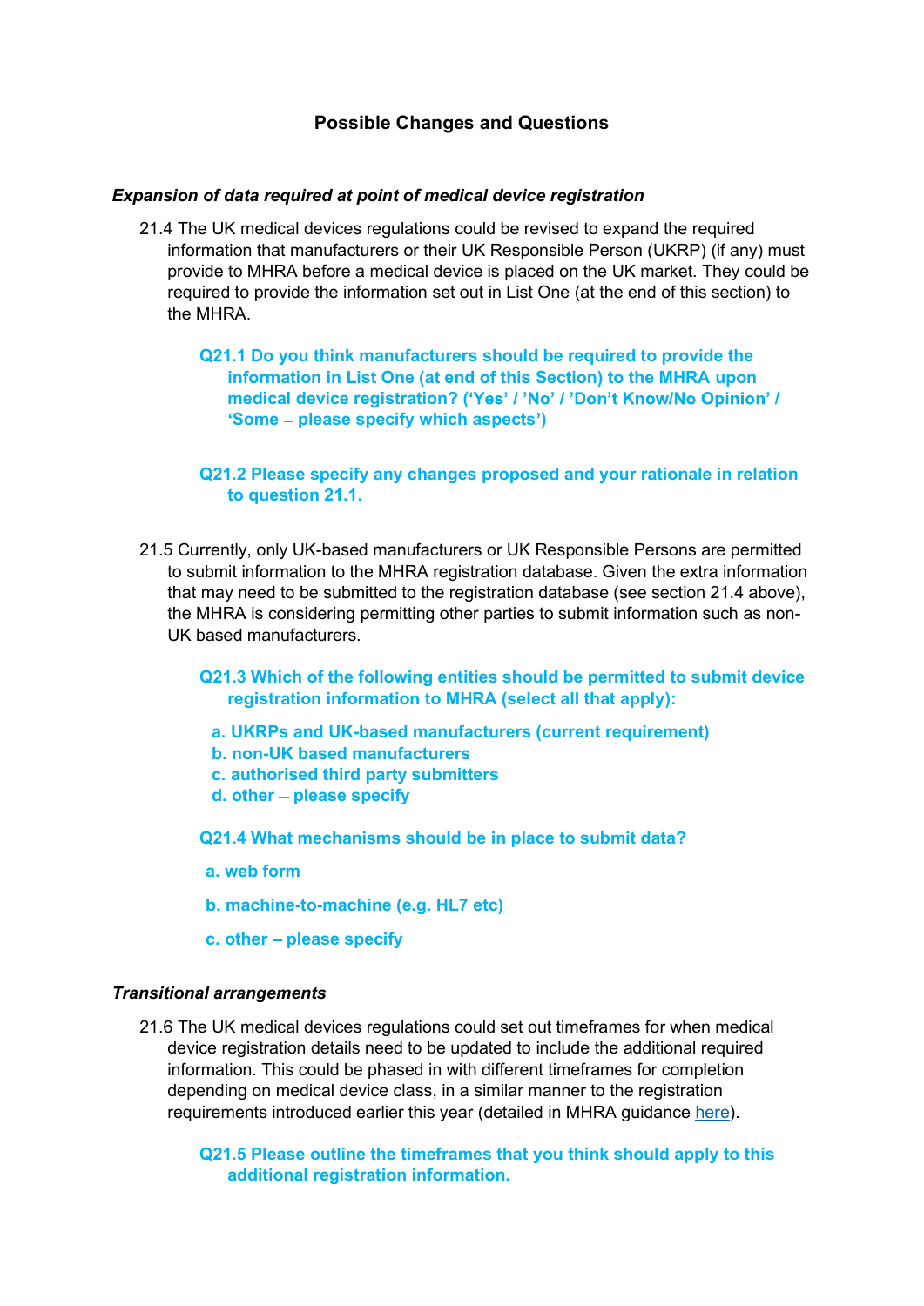## Possible Changes and Questions

### *Expansion of data required at point of medical device registration*

21.4 The UK medical devices regulations could be revised to expand the required information that manufacturers or their UK Responsible Person (UKRP) (if any) must provide to MHRA before a medical device is placed on the UK market. They could be required to provide the information set out in List One (at the end of this section) to the MHRA.

> **Q21.1 Do you think manufacturers should be required to provide the information in List One (at end of this Section) to the MHRA upon medical device registration? ('Yes' / 'No' / 'Don't Know/No Opinion' / 'Some – please specify which aspects')**

> **Q21.2 Please specify any changes proposed and your rationale in relation to question 21.1.**

21.5 Currently, only UK-based manufacturers or UK Responsible Persons are permitted to submit information to the MHRA registration database. Given the extra information that may need to be submitted to the registration database (see section 21.4 above), the MHRA is considering permitting other parties to submit information such as non-UK based manufacturers.

> **Q21.3 Which of the following entities should be permitted to submit device registration information to MHRA (select all that apply):**
>
> **a. UKRPs and UK-based manufacturers (current requirement)**
> **b. non-UK based manufacturers**
> **c. authorised third party submitters**
> **d. other – please specify**

> **Q21.4 What mechanisms should be in place to submit data?**
>
> **a. web form**
>
> **b. machine-to-machine (e.g. HL7 etc)**
>
> **c. other – please specify**

### *Transitional arrangements*

21.6 The UK medical devices regulations could set out timeframes for when medical device registration details need to be updated to include the additional required information. This could be phased in with different timeframes for completion depending on medical device class, in a similar manner to the registration requirements introduced earlier this year (detailed in MHRA guidance [here](here)).

> **Q21.5 Please outline the timeframes that you think should apply to this additional registration information.**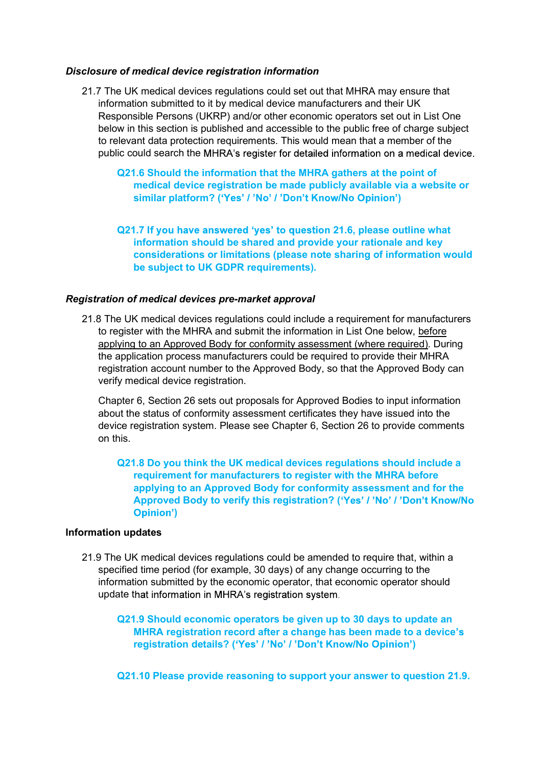### *Disclosure of medical device registration information*

21.7 The UK medical devices regulations could set out that MHRA may ensure that information submitted to it by medical device manufacturers and their UK Responsible Persons (UKRP) and/or other economic operators set out in List One below in this section is published and accessible to the public free of charge subject to relevant data protection requirements. This would mean that a member of the public could search the MHRA's register for detailed information on a medical device.

**Q21.6 Should the information that the MHRA gathers at the point of medical device registration be made publicly available via a website or similar platform? ('Yes' / 'No' / 'Don't Know/No Opinion')**

**Q21.7 If you have answered 'yes' to question 21.6, please outline what information should be shared and provide your rationale and key considerations or limitations (please note sharing of information would be subject to UK GDPR requirements).**

### *Registration of medical devices pre-market approval*

21.8 The UK medical devices regulations could include a requirement for manufacturers to register with the MHRA and submit the information in List One below, before applying to an Approved Body for conformity assessment (where required). During the application process manufacturers could be required to provide their MHRA registration account number to the Approved Body, so that the Approved Body can verify medical device registration.

Chapter 6, Section 26 sets out proposals for Approved Bodies to input information about the status of conformity assessment certificates they have issued into the device registration system. Please see Chapter 6, Section 26 to provide comments on this.

**Q21.8 Do you think the UK medical devices regulations should include a requirement for manufacturers to register with the MHRA before applying to an Approved Body for conformity assessment and for the Approved Body to verify this registration? ('Yes' / 'No' / 'Don't Know/No Opinion')**

### Information updates

21.9 The UK medical devices regulations could be amended to require that, within a specified time period (for example, 30 days) of any change occurring to the information submitted by the economic operator, that economic operator should update that information in MHRA's registration system.

**Q21.9 Should economic operators be given up to 30 days to update an MHRA registration record after a change has been made to a device's registration details? ('Yes' / 'No' / 'Don't Know/No Opinion')**

**Q21.10 Please provide reasoning to support your answer to question 21.9.**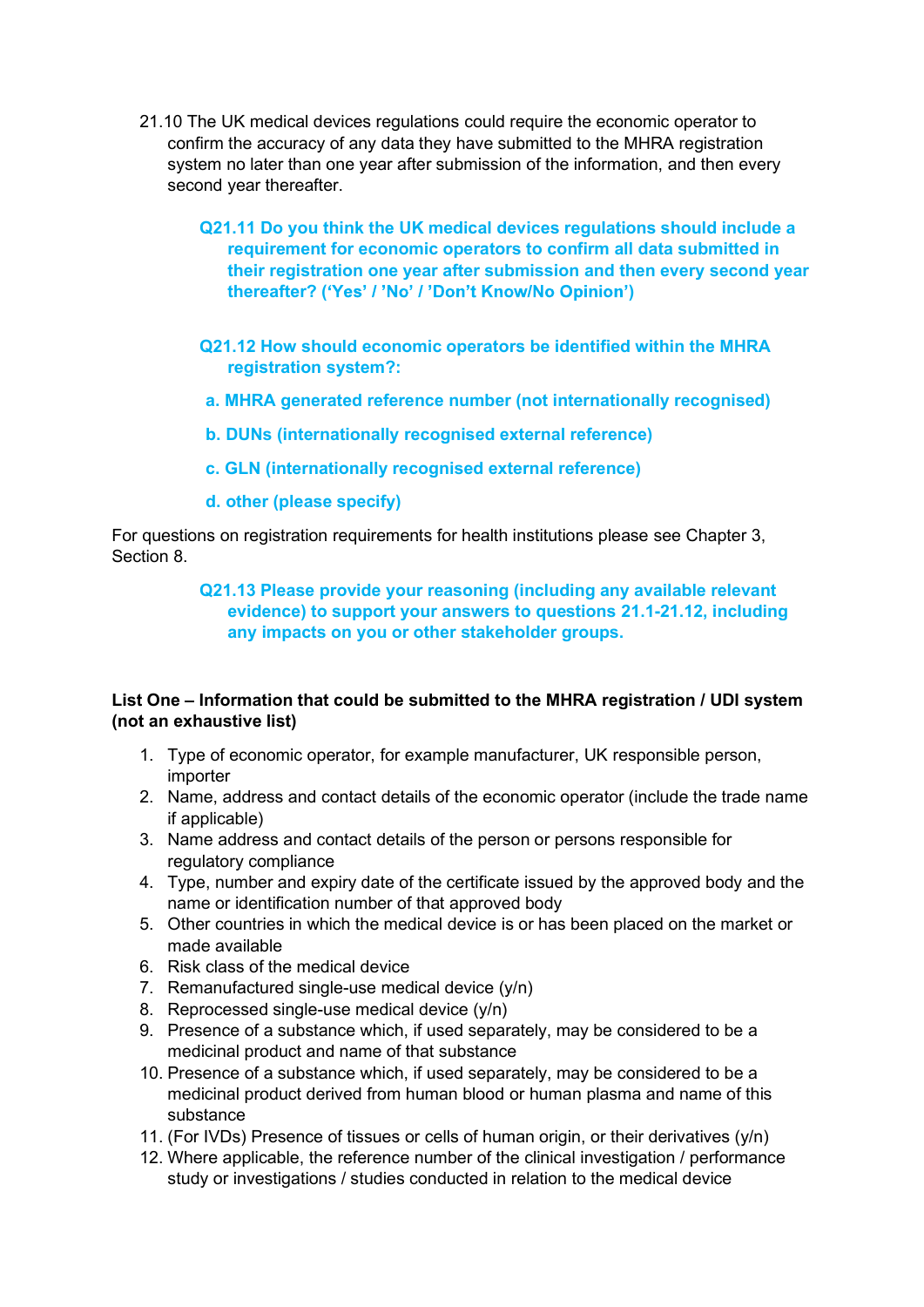21.10 The UK medical devices regulations could require the economic operator to confirm the accuracy of any data they have submitted to the MHRA registration system no later than one year after submission of the information, and then every second year thereafter.

**Q21.11 Do you think the UK medical devices regulations should include a requirement for economic operators to confirm all data submitted in their registration one year after submission and then every second year thereafter? ('Yes' / 'No' / 'Don't Know/No Opinion')**

**Q21.12 How should economic operators be identified within the MHRA registration system?:**

**a. MHRA generated reference number (not internationally recognised)**

**b. DUNs (internationally recognised external reference)**

**c. GLN (internationally recognised external reference)**

**d. other (please specify)**

For questions on registration requirements for health institutions please see Chapter 3, Section 8.

**Q21.13 Please provide your reasoning (including any available relevant evidence) to support your answers to questions 21.1-21.12, including any impacts on you or other stakeholder groups.**

**List One – Information that could be submitted to the MHRA registration / UDI system (not an exhaustive list)**

1. Type of economic operator, for example manufacturer, UK responsible person, importer
2. Name, address and contact details of the economic operator (include the trade name if applicable)
3. Name address and contact details of the person or persons responsible for regulatory compliance
4. Type, number and expiry date of the certificate issued by the approved body and the name or identification number of that approved body
5. Other countries in which the medical device is or has been placed on the market or made available
6. Risk class of the medical device
7. Remanufactured single-use medical device (y/n)
8. Reprocessed single-use medical device (y/n)
9. Presence of a substance which, if used separately, may be considered to be a medicinal product and name of that substance
10. Presence of a substance which, if used separately, may be considered to be a medicinal product derived from human blood or human plasma and name of this substance
11. (For IVDs) Presence of tissues or cells of human origin, or their derivatives (y/n)
12. Where applicable, the reference number of the clinical investigation / performance study or investigations / studies conducted in relation to the medical device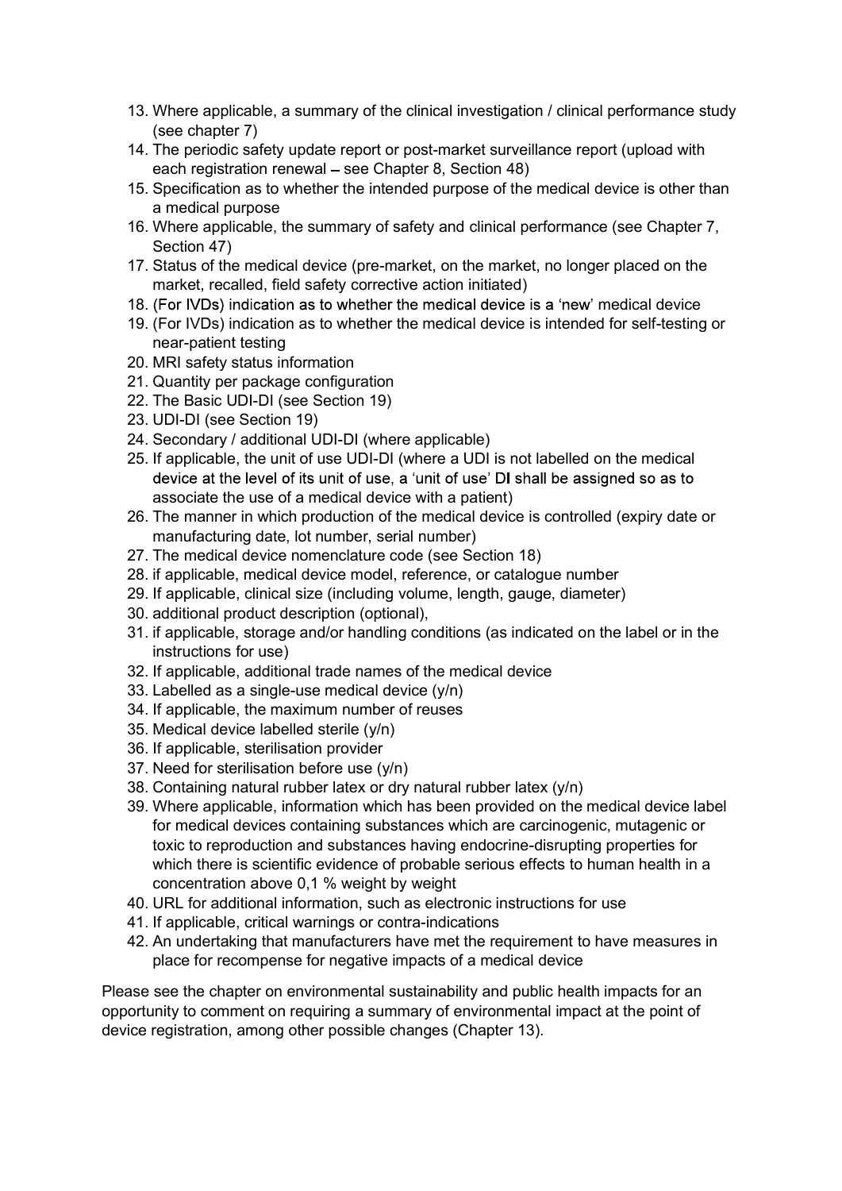13. Where applicable, a summary of the clinical investigation / clinical performance study (see chapter 7)
14. The periodic safety update report or post-market surveillance report (upload with each registration renewal – see Chapter 8, Section 48)
15. Specification as to whether the intended purpose of the medical device is other than a medical purpose
16. Where applicable, the summary of safety and clinical performance (see Chapter 7, Section 47)
17. Status of the medical device (pre-market, on the market, no longer placed on the market, recalled, field safety corrective action initiated)
18. (For IVDs) indication as to whether the medical device is a 'new' medical device
19. (For IVDs) indication as to whether the medical device is intended for self-testing or near-patient testing
20. MRI safety status information
21. Quantity per package configuration
22. The Basic UDI-DI (see Section 19)
23. UDI-DI (see Section 19)
24. Secondary / additional UDI-DI (where applicable)
25. If applicable, the unit of use UDI-DI (where a UDI is not labelled on the medical device at the level of its unit of use, a 'unit of use' DI shall be assigned so as to associate the use of a medical device with a patient)
26. The manner in which production of the medical device is controlled (expiry date or manufacturing date, lot number, serial number)
27. The medical device nomenclature code (see Section 18)
28. if applicable, medical device model, reference, or catalogue number
29. If applicable, clinical size (including volume, length, gauge, diameter)
30. additional product description (optional),
31. if applicable, storage and/or handling conditions (as indicated on the label or in the instructions for use)
32. If applicable, additional trade names of the medical device
33. Labelled as a single-use medical device (y/n)
34. If applicable, the maximum number of reuses
35. Medical device labelled sterile (y/n)
36. If applicable, sterilisation provider
37. Need for sterilisation before use (y/n)
38. Containing natural rubber latex or dry natural rubber latex (y/n)
39. Where applicable, information which has been provided on the medical device label for medical devices containing substances which are carcinogenic, mutagenic or toxic to reproduction and substances having endocrine-disrupting properties for which there is scientific evidence of probable serious effects to human health in a concentration above 0,1 % weight by weight
40. URL for additional information, such as electronic instructions for use
41. If applicable, critical warnings or contra-indications
42. An undertaking that manufacturers have met the requirement to have measures in place for recompense for negative impacts of a medical device

Please see the chapter on environmental sustainability and public health impacts for an opportunity to comment on requiring a summary of environmental impact at the point of device registration, among other possible changes (Chapter 13).